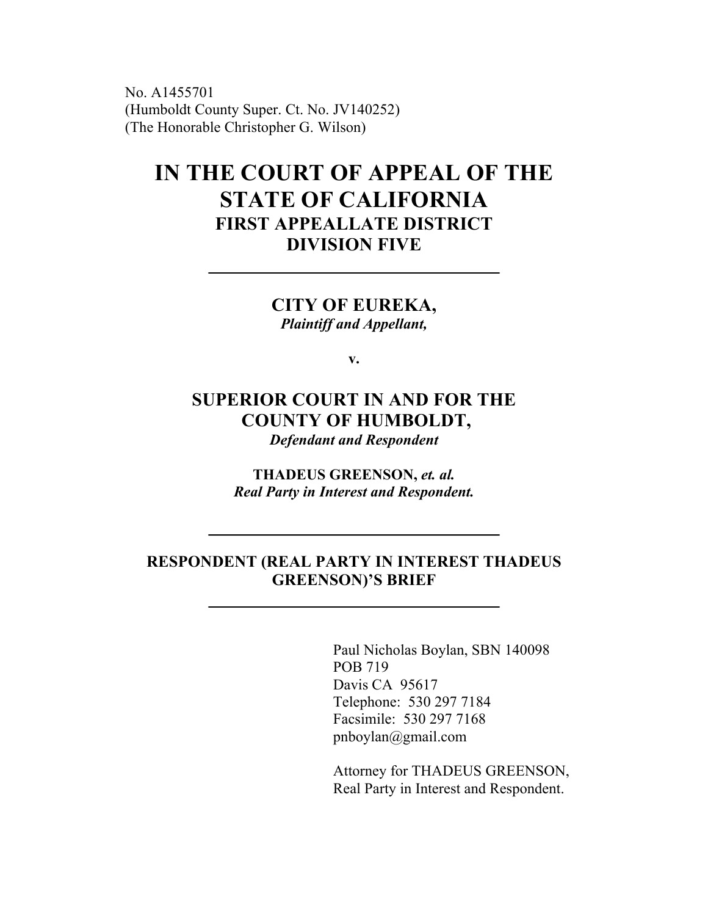No. A1455701
(Humboldt County Super. Ct. No. JV140252)
(The Honorable Christopher G. Wilson)

# IN THE COURT OF APPEAL OF THE STATE OF CALIFORNIA

## FIRST APPEALLATE DISTRICT

## DIVISION FIVE

---

**CITY OF EUREKA,**
*Plaintiff and Appellant,*

**v.**

**SUPERIOR COURT IN AND FOR THE COUNTY OF HUMBOLDT,**
*Defendant and Respondent*

**THADEUS GREENSON, *et. al.***
***Real Party in Interest and Respondent.***

---

**RESPONDENT (REAL PARTY IN INTEREST THADEUS GREENSON)'S BRIEF**

---

Paul Nicholas Boylan, SBN 140098
POB 719
Davis CA 95617
Telephone: 530 297 7184
Facsimile: 530 297 7168
pnboylan@gmail.com

Attorney for THADEUS GREENSON,
Real Party in Interest and Respondent.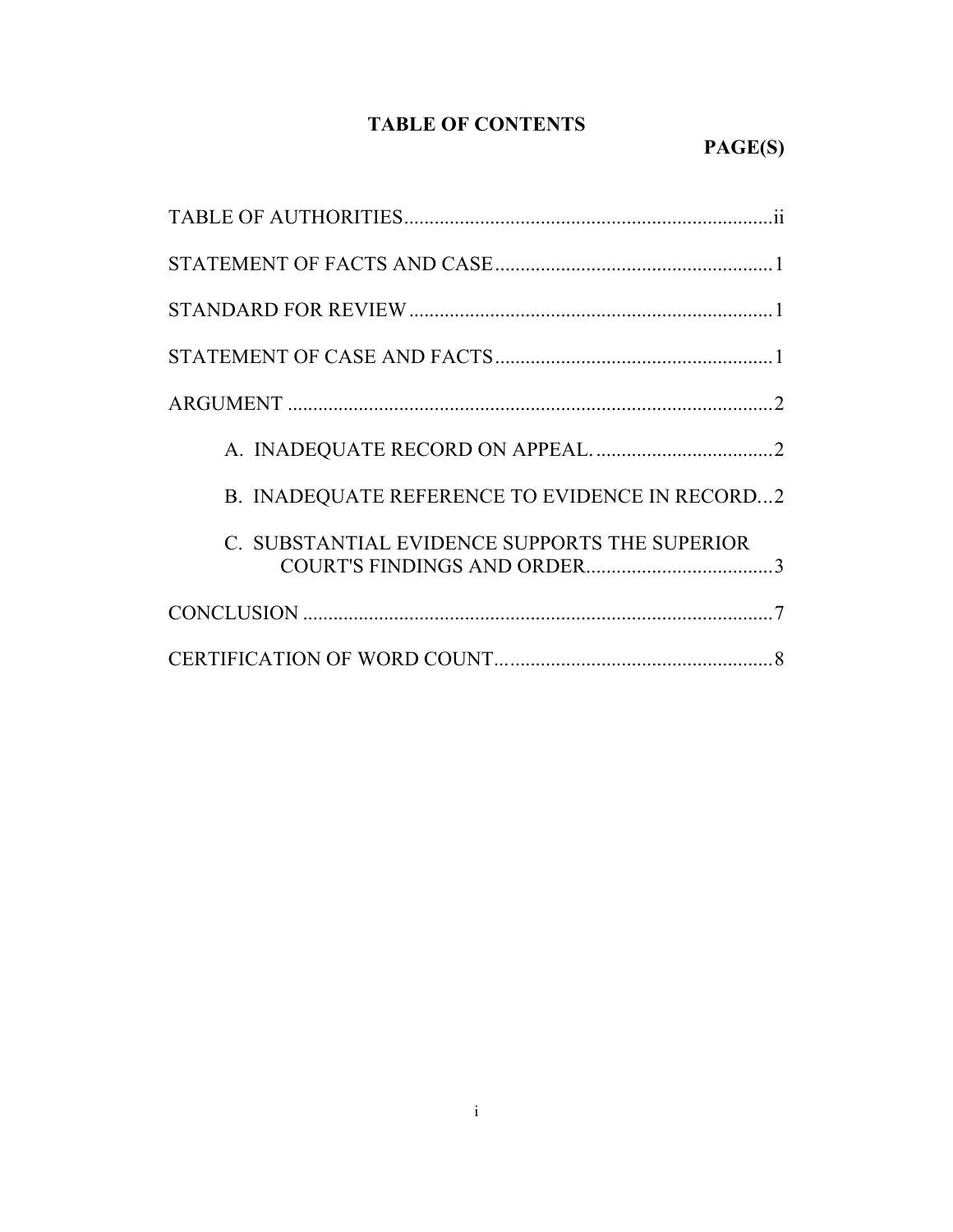# TABLE OF CONTENTS

**PAGE(S)**

TABLE OF AUTHORITIES....................................................................ii

STATEMENT OF FACTS AND CASE.......................................................1

STANDARD FOR REVIEW.......................................................................1

STATEMENT OF CASE AND FACTS.......................................................1

ARGUMENT ................................................................................................2

A. INADEQUATE RECORD ON APPEAL. ...................................2

B. INADEQUATE REFERENCE TO EVIDENCE IN RECORD...2

C. SUBSTANTIAL EVIDENCE SUPPORTS THE SUPERIOR COURT'S FINDINGS AND ORDER.....................................3

CONCLUSION ............................................................................................7

CERTIFICATION OF WORD COUNT.......................................................8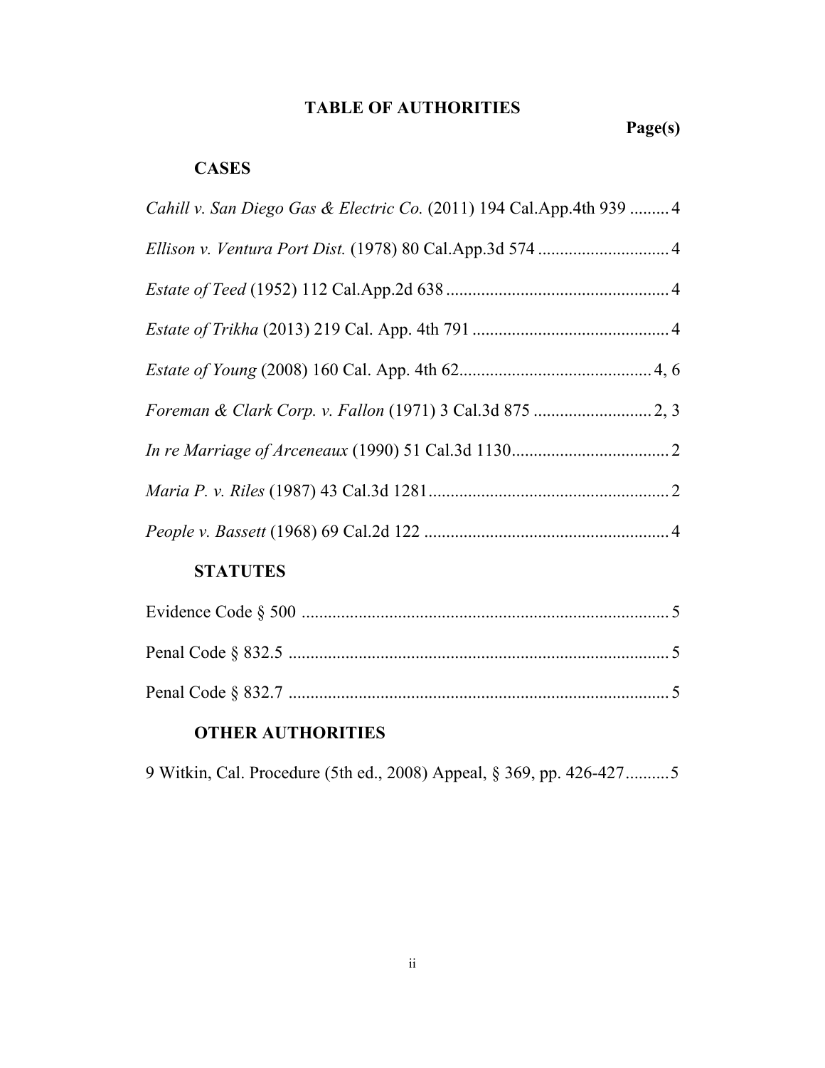# TABLE OF AUTHORITIES

**Page(s)**

## CASES

*Cahill v. San Diego Gas & Electric Co.* (2011) 194 Cal.App.4th 939 ......... 4

*Ellison v. Ventura Port Dist.* (1978) 80 Cal.App.3d 574 ............................. 4

*Estate of Teed* (1952) 112 Cal.App.2d 638 .................................................. 4

*Estate of Trikha* (2013) 219 Cal. App. 4th 791 ............................................ 4

*Estate of Young* (2008) 160 Cal. App. 4th 62............................................ 4, 6

*Foreman & Clark Corp. v. Fallon* (1971) 3 Cal.3d 875 ........................... 2, 3

*In re Marriage of Arceneaux* (1990) 51 Cal.3d 1130.................................... 2

*Maria P. v. Riles* (1987) 43 Cal.3d 1281....................................................... 2

*People v. Bassett* (1968) 69 Cal.2d 122 ........................................................ 4

## STATUTES

Evidence Code § 500 .................................................................................... 5

Penal Code § 832.5 ....................................................................................... 5

Penal Code § 832.7 ....................................................................................... 5

## OTHER AUTHORITIES

9 Witkin, Cal. Procedure (5th ed., 2008) Appeal, § 369, pp. 426-427.......... 5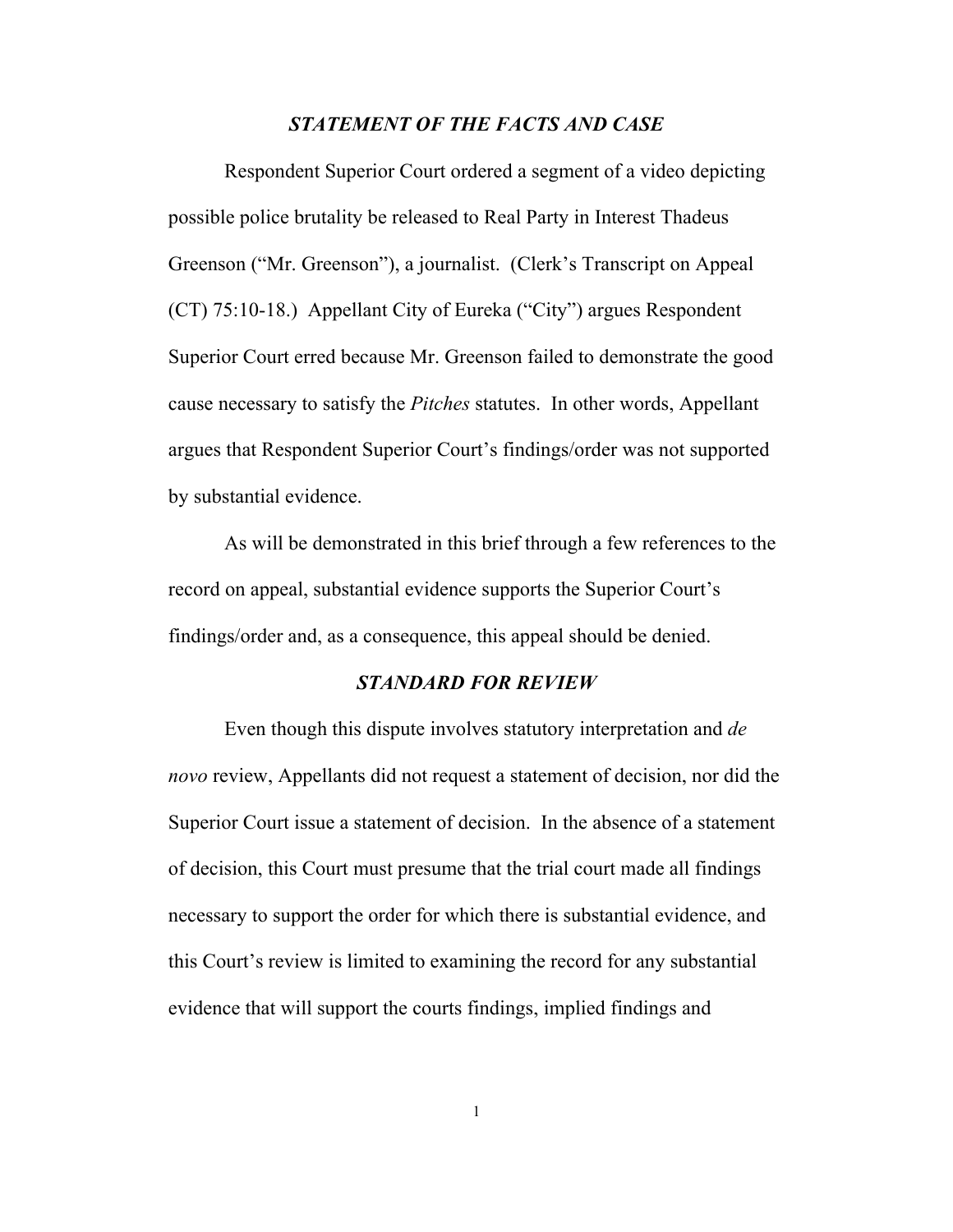### *STATEMENT OF THE FACTS AND CASE*

Respondent Superior Court ordered a segment of a video depicting possible police brutality be released to Real Party in Interest Thadeus Greenson ("Mr. Greenson"), a journalist. (Clerk's Transcript on Appeal (CT) 75:10-18.) Appellant City of Eureka ("City") argues Respondent Superior Court erred because Mr. Greenson failed to demonstrate the good cause necessary to satisfy the *Pitches* statutes. In other words, Appellant argues that Respondent Superior Court's findings/order was not supported by substantial evidence.

As will be demonstrated in this brief through a few references to the record on appeal, substantial evidence supports the Superior Court's findings/order and, as a consequence, this appeal should be denied.

### *STANDARD FOR REVIEW*

Even though this dispute involves statutory interpretation and *de novo* review, Appellants did not request a statement of decision, nor did the Superior Court issue a statement of decision. In the absence of a statement of decision, this Court must presume that the trial court made all findings necessary to support the order for which there is substantial evidence, and this Court's review is limited to examining the record for any substantial evidence that will support the courts findings, implied findings and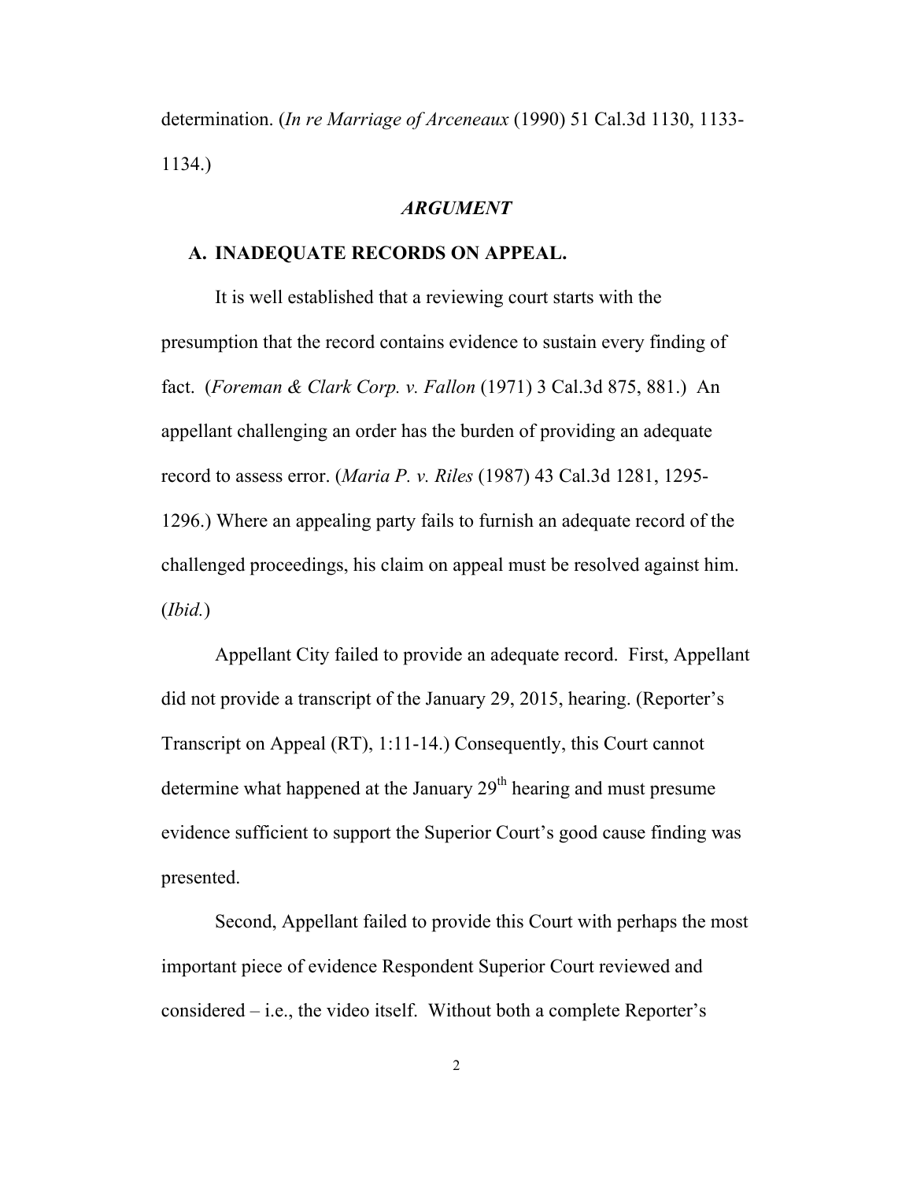determination. (*In re Marriage of Arceneaux* (1990) 51 Cal.3d 1130, 1133-1134.)

## *ARGUMENT*

### A. INADEQUATE RECORDS ON APPEAL.

It is well established that a reviewing court starts with the presumption that the record contains evidence to sustain every finding of fact. (*Foreman & Clark Corp. v. Fallon* (1971) 3 Cal.3d 875, 881.) An appellant challenging an order has the burden of providing an adequate record to assess error. (*Maria P. v. Riles* (1987) 43 Cal.3d 1281, 1295-1296.) Where an appealing party fails to furnish an adequate record of the challenged proceedings, his claim on appeal must be resolved against him. (*Ibid.*)

Appellant City failed to provide an adequate record. First, Appellant did not provide a transcript of the January 29, 2015, hearing. (Reporter's Transcript on Appeal (RT), 1:11-14.) Consequently, this Court cannot determine what happened at the January 29th hearing and must presume evidence sufficient to support the Superior Court's good cause finding was presented.

Second, Appellant failed to provide this Court with perhaps the most important piece of evidence Respondent Superior Court reviewed and considered – i.e., the video itself. Without both a complete Reporter's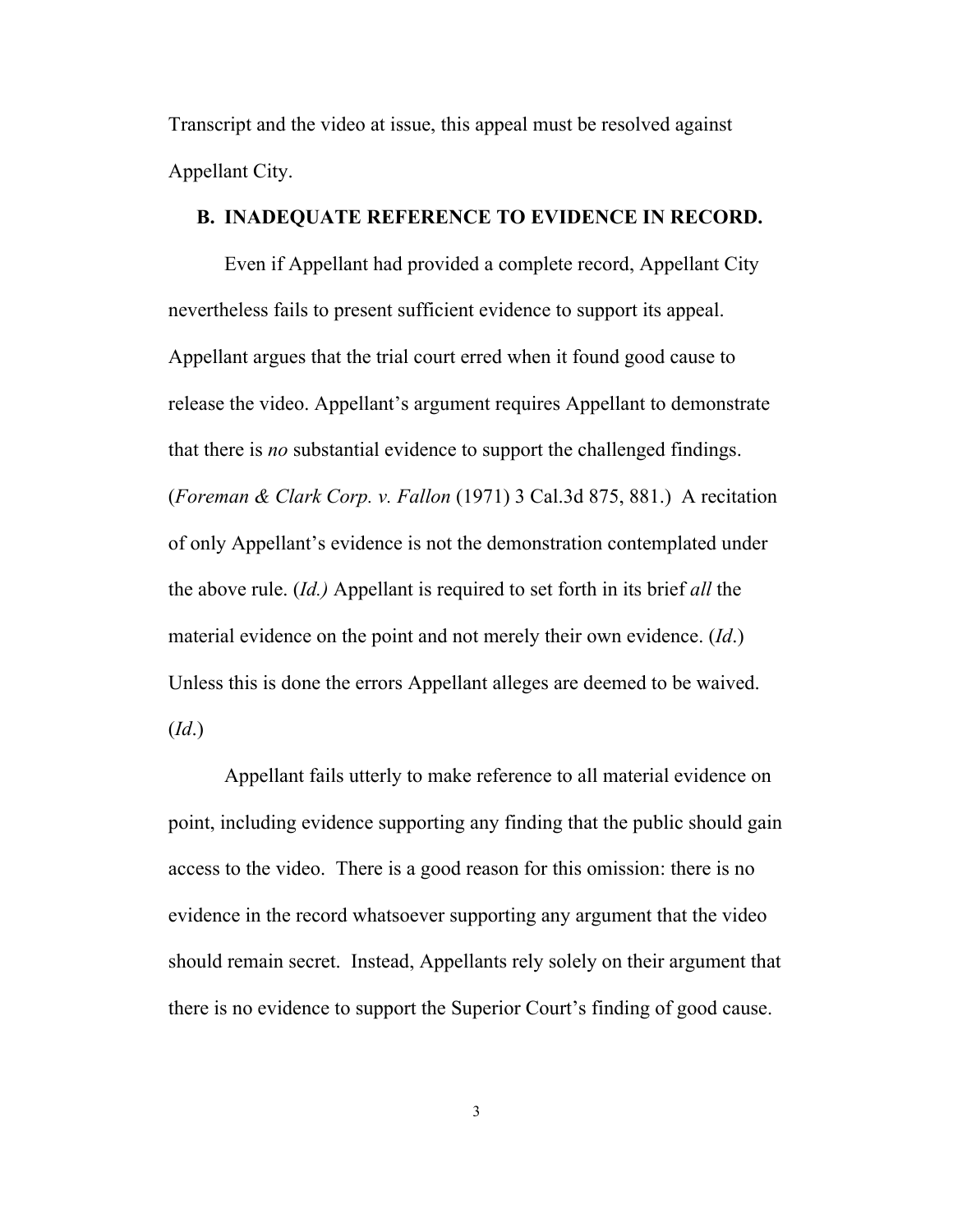Transcript and the video at issue, this appeal must be resolved against Appellant City.

### B. INADEQUATE REFERENCE TO EVIDENCE IN RECORD.

Even if Appellant had provided a complete record, Appellant City nevertheless fails to present sufficient evidence to support its appeal. Appellant argues that the trial court erred when it found good cause to release the video. Appellant's argument requires Appellant to demonstrate that there is *no* substantial evidence to support the challenged findings. (*Foreman & Clark Corp. v. Fallon* (1971) 3 Cal.3d 875, 881.) A recitation of only Appellant's evidence is not the demonstration contemplated under the above rule. (*Id.)* Appellant is required to set forth in its brief *all* the material evidence on the point and not merely their own evidence. (*Id*.) Unless this is done the errors Appellant alleges are deemed to be waived. (*Id*.)

Appellant fails utterly to make reference to all material evidence on point, including evidence supporting any finding that the public should gain access to the video. There is a good reason for this omission: there is no evidence in the record whatsoever supporting any argument that the video should remain secret. Instead, Appellants rely solely on their argument that there is no evidence to support the Superior Court's finding of good cause.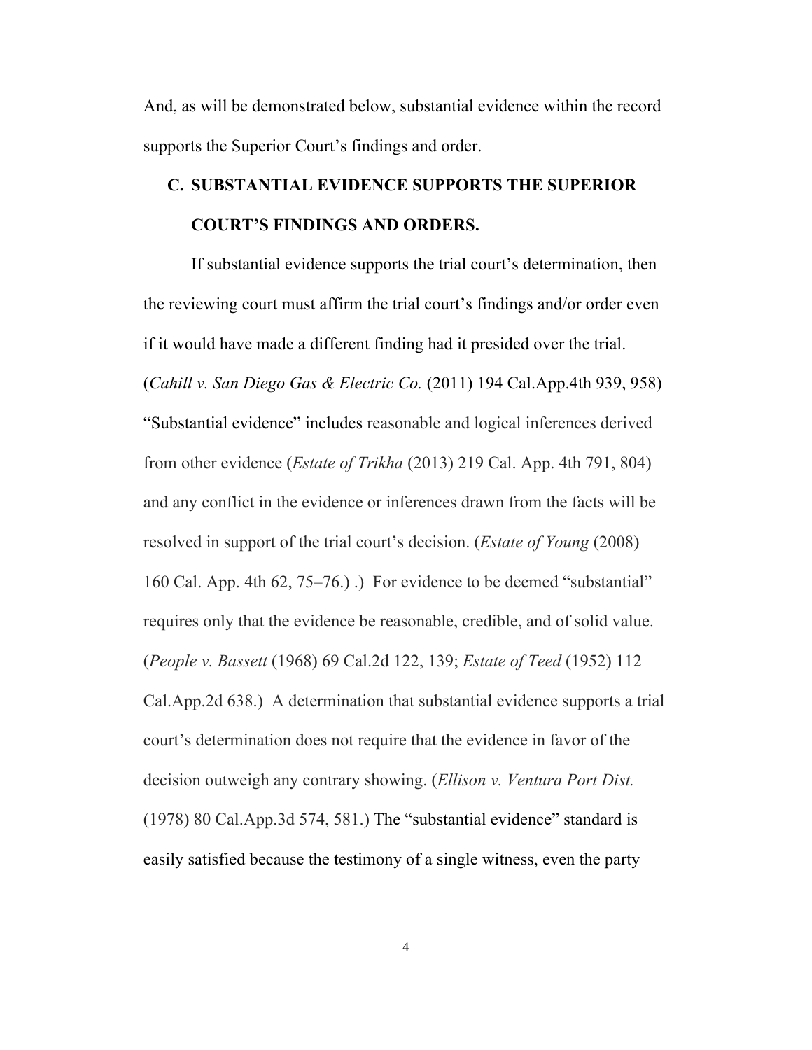And, as will be demonstrated below, substantial evidence within the record supports the Superior Court's findings and order.

### C. SUBSTANTIAL EVIDENCE SUPPORTS THE SUPERIOR COURT'S FINDINGS AND ORDERS.

If substantial evidence supports the trial court's determination, then the reviewing court must affirm the trial court's findings and/or order even if it would have made a different finding had it presided over the trial. (*Cahill v. San Diego Gas & Electric Co.* (2011) 194 Cal.App.4th 939, 958) "Substantial evidence" includes reasonable and logical inferences derived from other evidence (*Estate of Trikha* (2013) 219 Cal. App. 4th 791, 804) and any conflict in the evidence or inferences drawn from the facts will be resolved in support of the trial court's decision. (*Estate of Young* (2008) 160 Cal. App. 4th 62, 75–76.) .) For evidence to be deemed "substantial" requires only that the evidence be reasonable, credible, and of solid value. (*People v. Bassett* (1968) 69 Cal.2d 122, 139; *Estate of Teed* (1952) 112 Cal.App.2d 638.) A determination that substantial evidence supports a trial court's determination does not require that the evidence in favor of the decision outweigh any contrary showing. (*Ellison v. Ventura Port Dist.* (1978) 80 Cal.App.3d 574, 581.) The "substantial evidence" standard is easily satisfied because the testimony of a single witness, even the party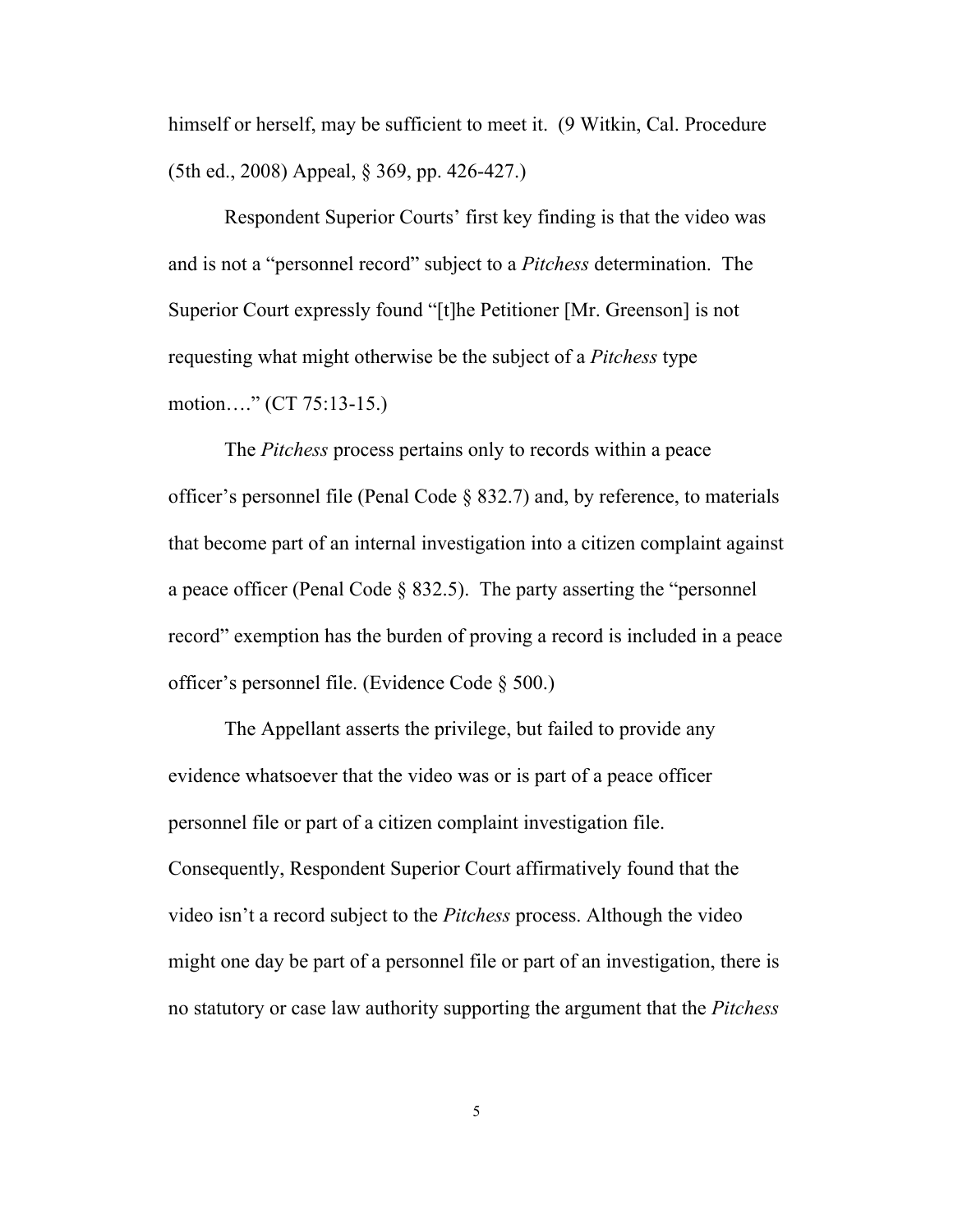himself or herself, may be sufficient to meet it. (9 Witkin, Cal. Procedure (5th ed., 2008) Appeal, § 369, pp. 426-427.)

Respondent Superior Courts' first key finding is that the video was and is not a "personnel record" subject to a *Pitchess* determination. The Superior Court expressly found "[t]he Petitioner [Mr. Greenson] is not requesting what might otherwise be the subject of a *Pitchess* type motion…." (CT 75:13-15.)

The *Pitchess* process pertains only to records within a peace officer's personnel file (Penal Code § 832.7) and, by reference, to materials that become part of an internal investigation into a citizen complaint against a peace officer (Penal Code § 832.5). The party asserting the "personnel record" exemption has the burden of proving a record is included in a peace officer's personnel file. (Evidence Code § 500.)

The Appellant asserts the privilege, but failed to provide any evidence whatsoever that the video was or is part of a peace officer personnel file or part of a citizen complaint investigation file. Consequently, Respondent Superior Court affirmatively found that the video isn't a record subject to the *Pitchess* process. Although the video might one day be part of a personnel file or part of an investigation, there is no statutory or case law authority supporting the argument that the *Pitchess*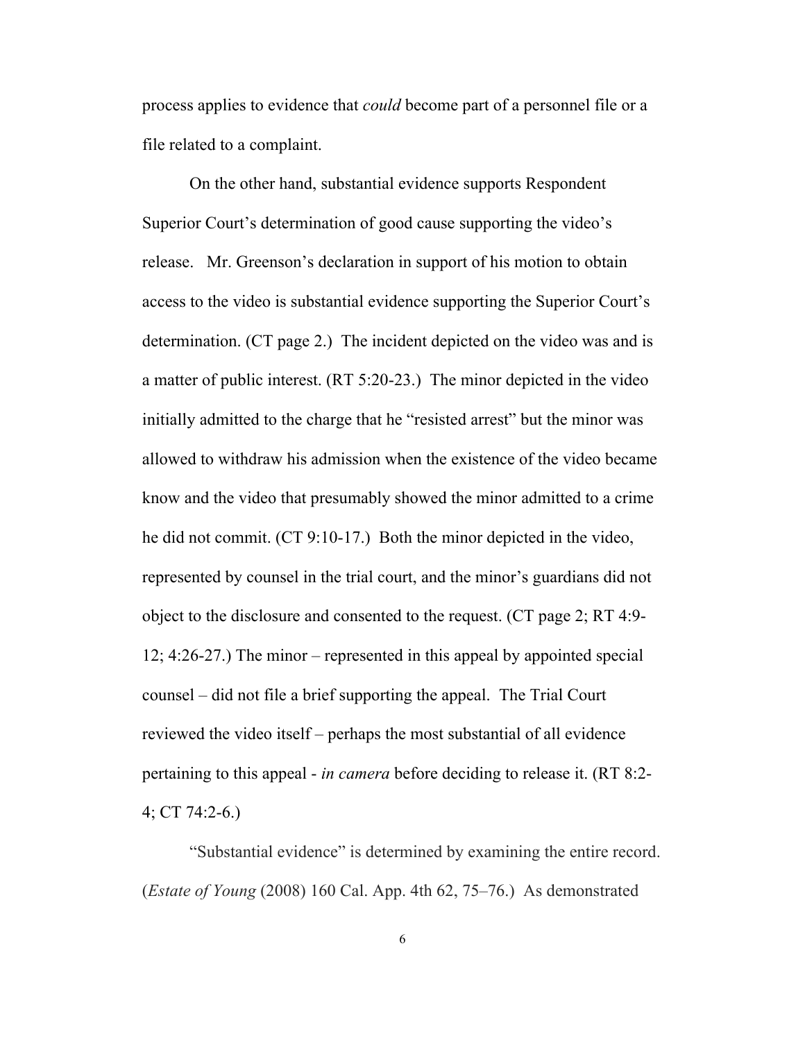process applies to evidence that *could* become part of a personnel file or a file related to a complaint.

On the other hand, substantial evidence supports Respondent Superior Court's determination of good cause supporting the video's release. Mr. Greenson's declaration in support of his motion to obtain access to the video is substantial evidence supporting the Superior Court's determination. (CT page 2.) The incident depicted on the video was and is a matter of public interest. (RT 5:20-23.) The minor depicted in the video initially admitted to the charge that he "resisted arrest" but the minor was allowed to withdraw his admission when the existence of the video became know and the video that presumably showed the minor admitted to a crime he did not commit. (CT 9:10-17.) Both the minor depicted in the video, represented by counsel in the trial court, and the minor's guardians did not object to the disclosure and consented to the request. (CT page 2; RT 4:9-12; 4:26-27.) The minor – represented in this appeal by appointed special counsel – did not file a brief supporting the appeal. The Trial Court reviewed the video itself – perhaps the most substantial of all evidence pertaining to this appeal - *in camera* before deciding to release it. (RT 8:2-4; CT 74:2-6.)

"Substantial evidence" is determined by examining the entire record. (*Estate of Young* (2008) 160 Cal. App. 4th 62, 75–76.) As demonstrated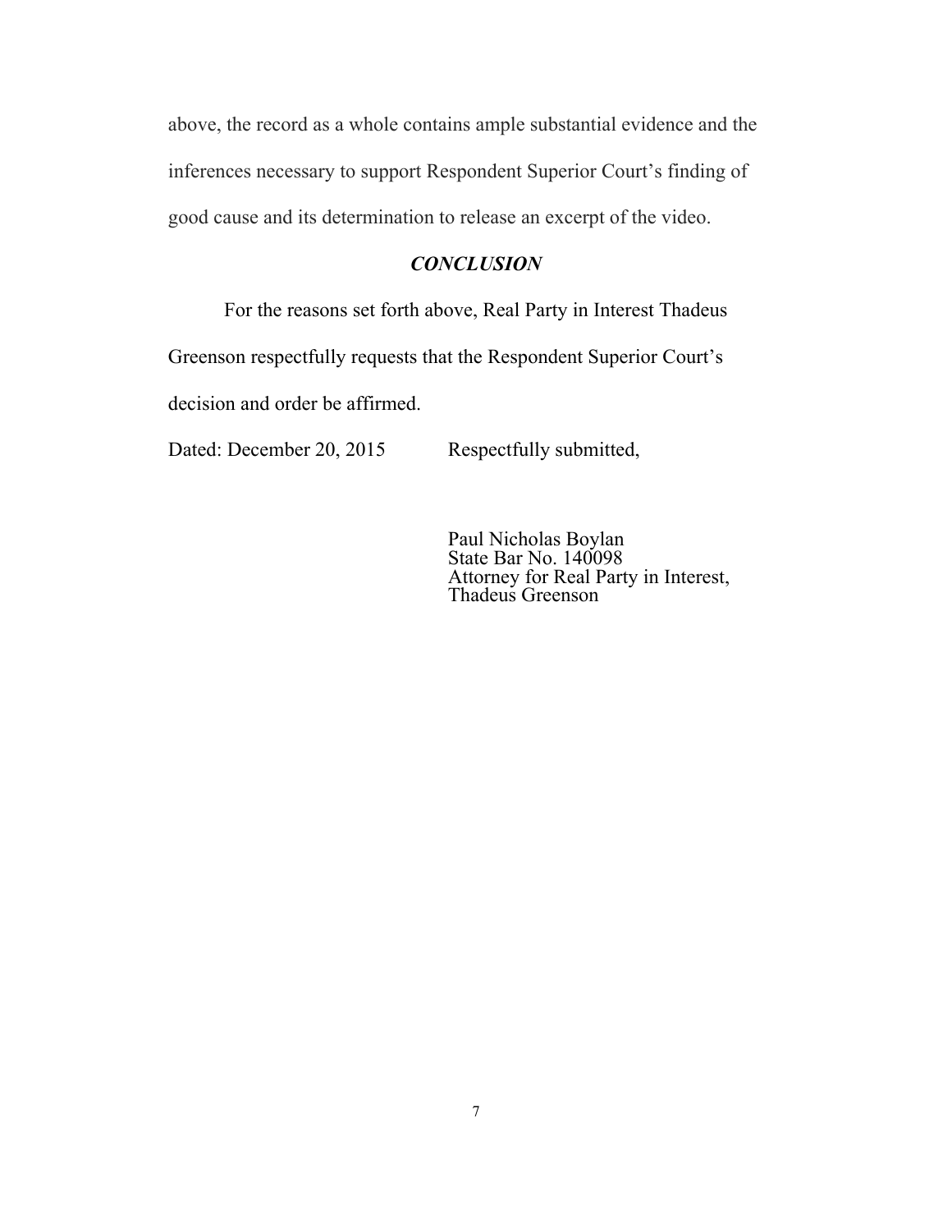above, the record as a whole contains ample substantial evidence and the inferences necessary to support Respondent Superior Court's finding of good cause and its determination to release an excerpt of the video.

## ***CONCLUSION***

For the reasons set forth above, Real Party in Interest Thadeus Greenson respectfully requests that the Respondent Superior Court's decision and order be affirmed.

Dated: December 20, 2015 Respectfully submitted,

Paul Nicholas Boylan
State Bar No. 140098
Attorney for Real Party in Interest,
Thadeus Greenson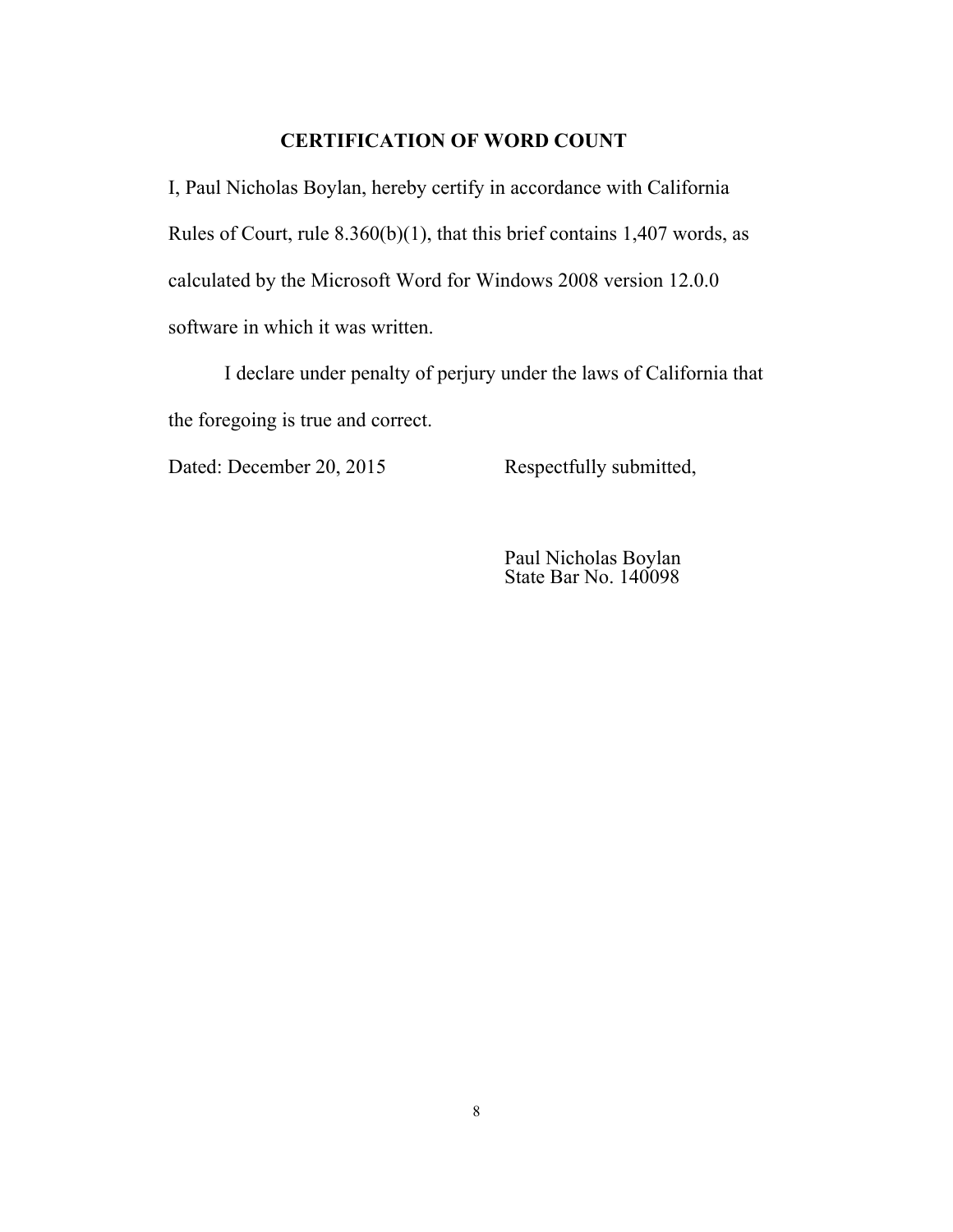## CERTIFICATION OF WORD COUNT

I, Paul Nicholas Boylan, hereby certify in accordance with California Rules of Court, rule 8.360(b)(1), that this brief contains 1,407 words, as calculated by the Microsoft Word for Windows 2008 version 12.0.0 software in which it was written.

I declare under penalty of perjury under the laws of California that the foregoing is true and correct.

Dated: December 20, 2015 Respectfully submitted,

Paul Nicholas Boylan
State Bar No. 140098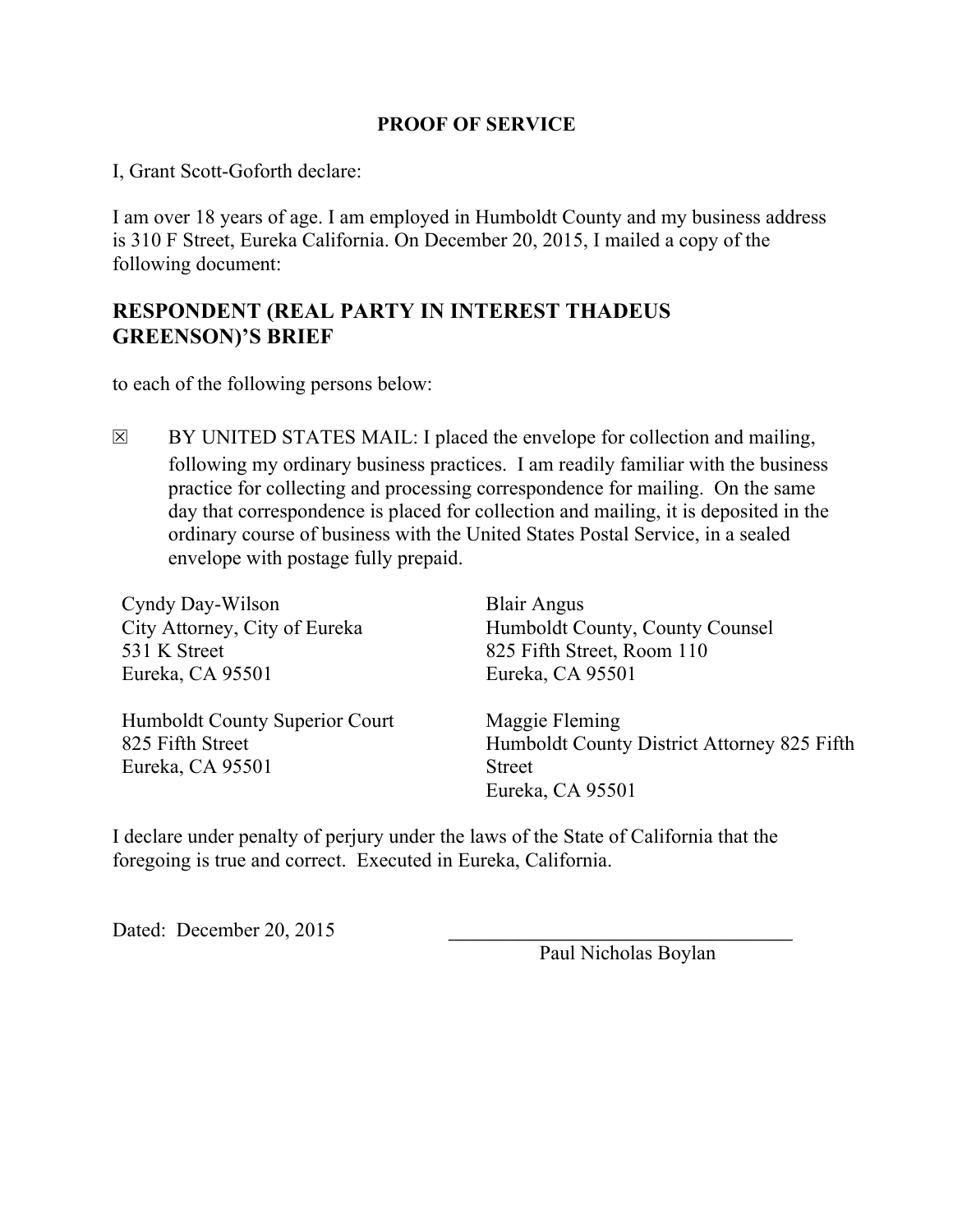**PROOF OF SERVICE**

I, Grant Scott-Goforth declare:

I am over 18 years of age. I am employed in Humboldt County and my business address is 310 F Street, Eureka California. On December 20, 2015, I mailed a copy of the following document:

**RESPONDENT (REAL PARTY IN INTEREST THADEUS GREENSON)'S BRIEF**

to each of the following persons below:

☒ BY UNITED STATES MAIL: I placed the envelope for collection and mailing, following my ordinary business practices. I am readily familiar with the business practice for collecting and processing correspondence for mailing. On the same day that correspondence is placed for collection and mailing, it is deposited in the ordinary course of business with the United States Postal Service, in a sealed envelope with postage fully prepaid.

Cyndy Day-Wilson
City Attorney, City of Eureka
531 K Street
Eureka, CA 95501

Blair Angus
Humboldt County, County Counsel
825 Fifth Street, Room 110
Eureka, CA 95501

Humboldt County Superior Court
825 Fifth Street
Eureka, CA 95501

Maggie Fleming
Humboldt County District Attorney 825 Fifth Street
Eureka, CA 95501

I declare under penalty of perjury under the laws of the State of California that the foregoing is true and correct. Executed in Eureka, California.

Dated: December 20, 2015

\_\_\_\_\_\_\_\_\_\_\_\_\_\_\_\_\_\_\_\_\_\_\_\_\_\_\_\_\_\_\_\_\_\_\_\_
Paul Nicholas Boylan